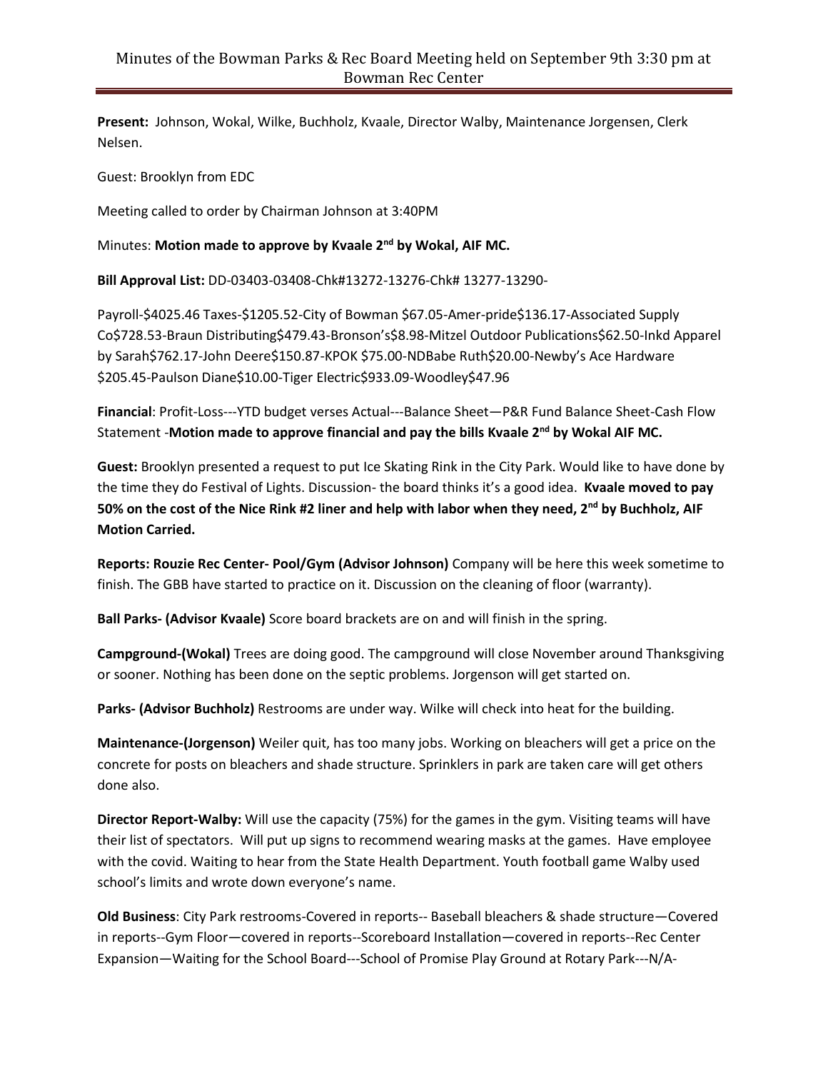# Minutes of the Bowman Parks & Rec Board Meeting held on September 9th 3:30 pm at Bowman Rec Center

**Present:** Johnson, Wokal, Wilke, Buchholz, Kvaale, Director Walby, Maintenance Jorgensen, Clerk Nelsen.

Guest: Brooklyn from EDC

Meeting called to order by Chairman Johnson at 3:40PM

Minutes: **Motion made to approve by Kvaale 2nd by Wokal, AIF MC.**

**Bill Approval List:** DD-03403-03408-Chk#13272-13276-Chk# 13277-13290-

Payroll-$4025.46 Taxes-$1205.52-City of Bowman $67.05-Amer-pride$136.17-Associated Supply Co$728.53-Braun Distributing$479.43-Bronson's$8.98-Mitzel Outdoor Publications$62.50-Inkd Apparel by Sarah$762.17-John Deere$150.87-KPOK $75.00-NDBabe Ruth$20.00-Newby's Ace Hardware $205.45-Paulson Diane$10.00-Tiger Electric$933.09-Woodley$47.96

**Financial**: Profit-Loss---YTD budget verses Actual---Balance Sheet—P&R Fund Balance Sheet-Cash Flow Statement -**Motion made to approve financial and pay the bills Kvaale 2nd by Wokal AIF MC.**

**Guest:** Brooklyn presented a request to put Ice Skating Rink in the City Park. Would like to have done by the time they do Festival of Lights. Discussion- the board thinks it's a good idea. **Kvaale moved to pay 50% on the cost of the Nice Rink #2 liner and help with labor when they need, 2nd by Buchholz, AIF Motion Carried.**

**Reports: Rouzie Rec Center- Pool/Gym (Advisor Johnson)** Company will be here this week sometime to finish. The GBB have started to practice on it. Discussion on the cleaning of floor (warranty).

**Ball Parks- (Advisor Kvaale)** Score board brackets are on and will finish in the spring.

**Campground-(Wokal)** Trees are doing good. The campground will close November around Thanksgiving or sooner. Nothing has been done on the septic problems. Jorgenson will get started on.

**Parks- (Advisor Buchholz)** Restrooms are under way. Wilke will check into heat for the building.

**Maintenance-(Jorgenson)** Weiler quit, has too many jobs. Working on bleachers will get a price on the concrete for posts on bleachers and shade structure. Sprinklers in park are taken care will get others done also.

**Director Report-Walby:** Will use the capacity (75%) for the games in the gym. Visiting teams will have their list of spectators. Will put up signs to recommend wearing masks at the games. Have employee with the covid. Waiting to hear from the State Health Department. Youth football game Walby used school's limits and wrote down everyone's name.

**Old Business**: City Park restrooms-Covered in reports-- Baseball bleachers & shade structure—Covered in reports--Gym Floor—covered in reports--Scoreboard Installation—covered in reports--Rec Center Expansion—Waiting for the School Board---School of Promise Play Ground at Rotary Park---N/A-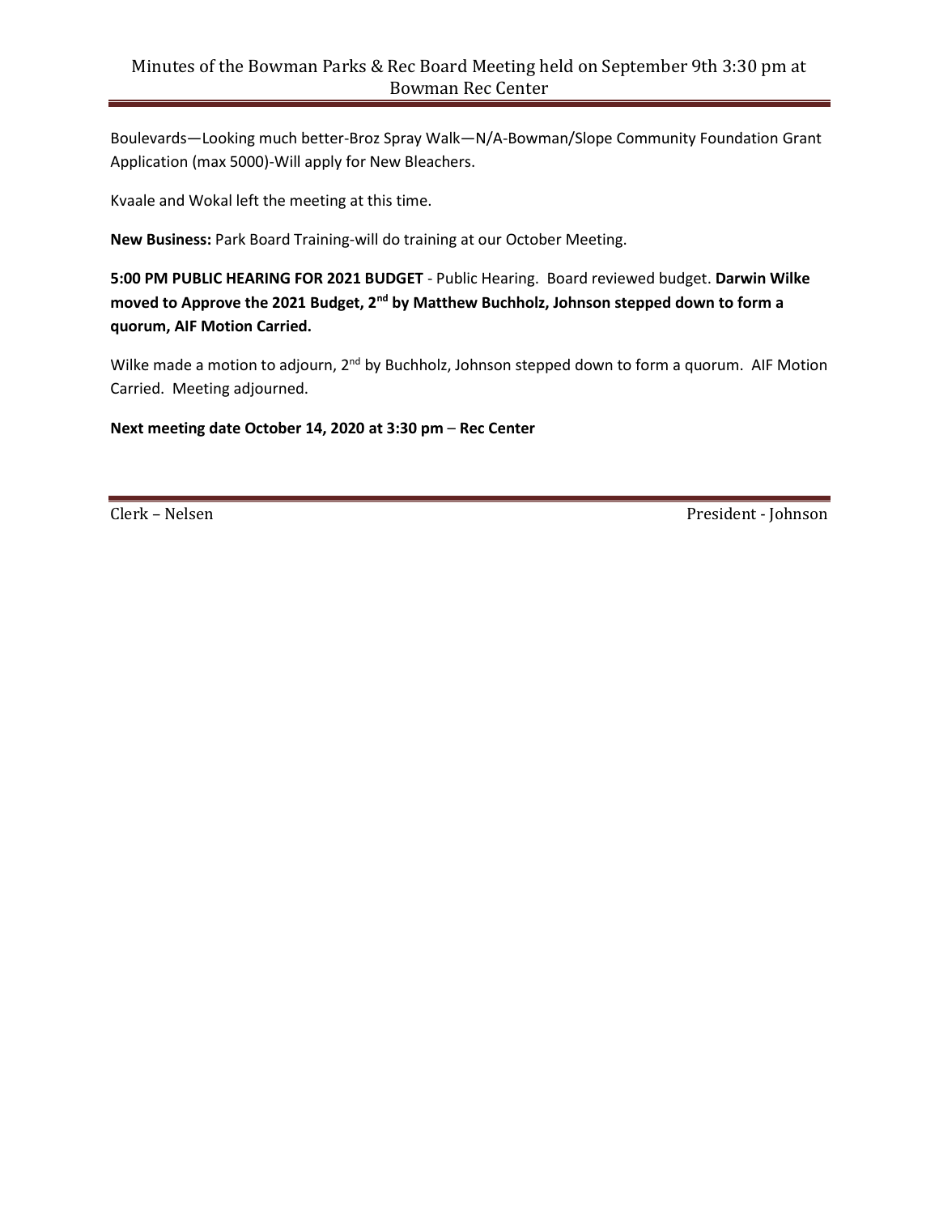Boulevards—Looking much better-Broz Spray Walk—N/A-Bowman/Slope Community Foundation Grant Application (max 5000)-Will apply for New Bleachers.

Kvaale and Wokal left the meeting at this time.

**New Business:** Park Board Training-will do training at our October Meeting.

**5:00 PM PUBLIC HEARING FOR 2021 BUDGET** - Public Hearing. Board reviewed budget. **Darwin Wilke moved to Approve the 2021 Budget, 2nd by Matthew Buchholz, Johnson stepped down to form a quorum, AIF Motion Carried.**

Wilke made a motion to adjourn, 2nd by Buchholz, Johnson stepped down to form a quorum. AIF Motion Carried. Meeting adjourned.

**Next meeting date October 14, 2020 at 3:30 pm** – **Rec Center**

Clerk – Nelsen

President - Johnson